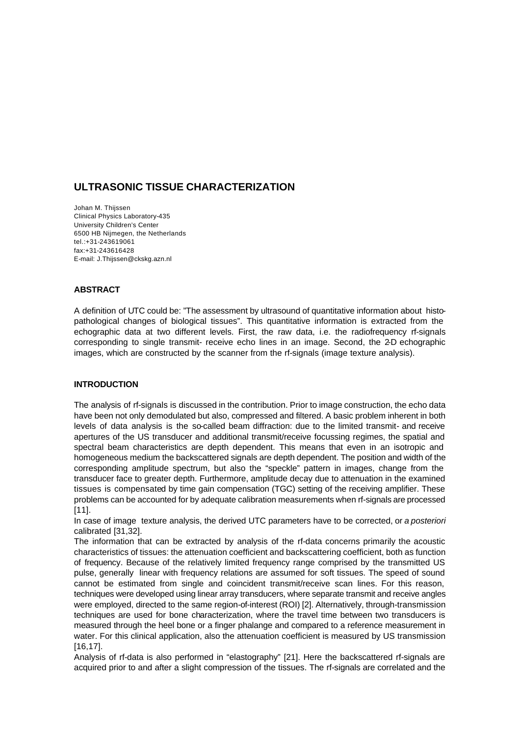# ULTRASONIC TISSUE CHARACTERIZATION

Johan M. Thijssen
Clinical Physics Laboratory-435
University Children's Center
6500 HB Nijmegen, the Netherlands
tel.:+31-243619061
fax:+31-243616428
E-mail: J.Thijssen@ckskg.azn.nl

## ABSTRACT

A definition of UTC could be: "The assessment by ultrasound of quantitative information about histo-pathological changes of biological tissues". This quantitative information is extracted from the echographic data at two different levels. First, the raw data, i.e. the radiofrequency rf-signals corresponding to single transmit- receive echo lines in an image. Second, the 2-D echographic images, which are constructed by the scanner from the rf-signals (image texture analysis).

## INTRODUCTION

The analysis of rf-signals is discussed in the contribution. Prior to image construction, the echo data have been not only demodulated but also, compressed and filtered. A basic problem inherent in both levels of data analysis is the so-called beam diffraction: due to the limited transmit- and receive apertures of the US transducer and additional transmit/receive focussing regimes, the spatial and spectral beam characteristics are depth dependent. This means that even in an isotropic and homogeneous medium the backscattered signals are depth dependent. The position and width of the corresponding amplitude spectrum, but also the "speckle" pattern in images, change from the transducer face to greater depth. Furthermore, amplitude decay due to attenuation in the examined tissues is compensated by time gain compensation (TGC) setting of the receiving amplifier. These problems can be accounted for by adequate calibration measurements when rf-signals are processed [11].

In case of image texture analysis, the derived UTC parameters have to be corrected, or *a posteriori* calibrated [31,32].

The information that can be extracted by analysis of the rf-data concerns primarily the acoustic characteristics of tissues: the attenuation coefficient and backscattering coefficient, both as function of frequency. Because of the relatively limited frequency range comprised by the transmitted US pulse, generally linear with frequency relations are assumed for soft tissues. The speed of sound cannot be estimated from single and coincident transmit/receive scan lines. For this reason, techniques were developed using linear array transducers, where separate transmit and receive angles were employed, directed to the same region-of-interest (ROI) [2]. Alternatively, through-transmission techniques are used for bone characterization, where the travel time between two transducers is measured through the heel bone or a finger phalange and compared to a reference measurement in water. For this clinical application, also the attenuation coefficient is measured by US transmission [16,17].

Analysis of rf-data is also performed in "elastography" [21]. Here the backscattered rf-signals are acquired prior to and after a slight compression of the tissues. The rf-signals are correlated and the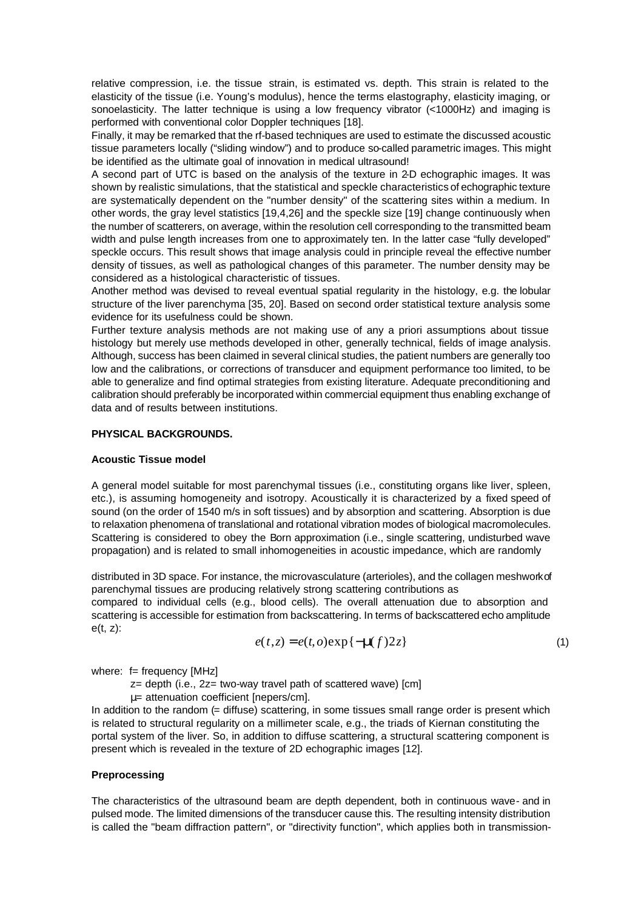relative compression, i.e. the tissue strain, is estimated vs. depth. This strain is related to the elasticity of the tissue (i.e. Young's modulus), hence the terms elastography, elasticity imaging, or sonoelasticity. The latter technique is using a low frequency vibrator (<1000Hz) and imaging is performed with conventional color Doppler techniques [18].

Finally, it may be remarked that the rf-based techniques are used to estimate the discussed acoustic tissue parameters locally ("sliding window") and to produce so-called parametric images. This might be identified as the ultimate goal of innovation in medical ultrasound!

A second part of UTC is based on the analysis of the texture in 2-D echographic images. It was shown by realistic simulations, that the statistical and speckle characteristics of echographic texture are systematically dependent on the "number density" of the scattering sites within a medium. In other words, the gray level statistics [19,4,26] and the speckle size [19] change continuously when the number of scatterers, on average, within the resolution cell corresponding to the transmitted beam width and pulse length increases from one to approximately ten. In the latter case "fully developed" speckle occurs. This result shows that image analysis could in principle reveal the effective number density of tissues, as well as pathological changes of this parameter. The number density may be considered as a histological characteristic of tissues.

Another method was devised to reveal eventual spatial regularity in the histology, e.g. the lobular structure of the liver parenchyma [35, 20]. Based on second order statistical texture analysis some evidence for its usefulness could be shown.

Further texture analysis methods are not making use of any a priori assumptions about tissue histology but merely use methods developed in other, generally technical, fields of image analysis. Although, success has been claimed in several clinical studies, the patient numbers are generally too low and the calibrations, or corrections of transducer and equipment performance too limited, to be able to generalize and find optimal strategies from existing literature. Adequate preconditioning and calibration should preferably be incorporated within commercial equipment thus enabling exchange of data and of results between institutions.

**PHYSICAL BACKGROUNDS.**

**Acoustic Tissue model**

A general model suitable for most parenchymal tissues (i.e., constituting organs like liver, spleen, etc.), is assuming homogeneity and isotropy. Acoustically it is characterized by a fixed speed of sound (on the order of 1540 m/s in soft tissues) and by absorption and scattering. Absorption is due to relaxation phenomena of translational and rotational vibration modes of biological macromolecules. Scattering is considered to obey the Born approximation (i.e., single scattering, undisturbed wave propagation) and is related to small inhomogeneities in acoustic impedance, which are randomly distributed in 3D space. For instance, the microvasculature (arterioles), and the collagen meshwork of parenchymal tissues are producing relatively strong scattering contributions as compared to individual cells (e.g., blood cells). The overall attenuation due to absorption and scattering is accessible for estimation from backscattering. In terms of backscattered echo amplitude e(t, z):

$$e(t,z) = e(t,o)\exp\{-\mu(f)2z\} \tag{1}$$

where: f= frequency [MHz]

z= depth (i.e., 2z= two-way travel path of scattered wave) [cm]

μ= attenuation coefficient [nepers/cm].

In addition to the random (= diffuse) scattering, in some tissues small range order is present which is related to structural regularity on a millimeter scale, e.g., the triads of Kiernan constituting the portal system of the liver. So, in addition to diffuse scattering, a structural scattering component is present which is revealed in the texture of 2D echographic images [12].

**Preprocessing**

The characteristics of the ultrasound beam are depth dependent, both in continuous wave- and in pulsed mode. The limited dimensions of the transducer cause this. The resulting intensity distribution is called the "beam diffraction pattern", or "directivity function", which applies both in transmission-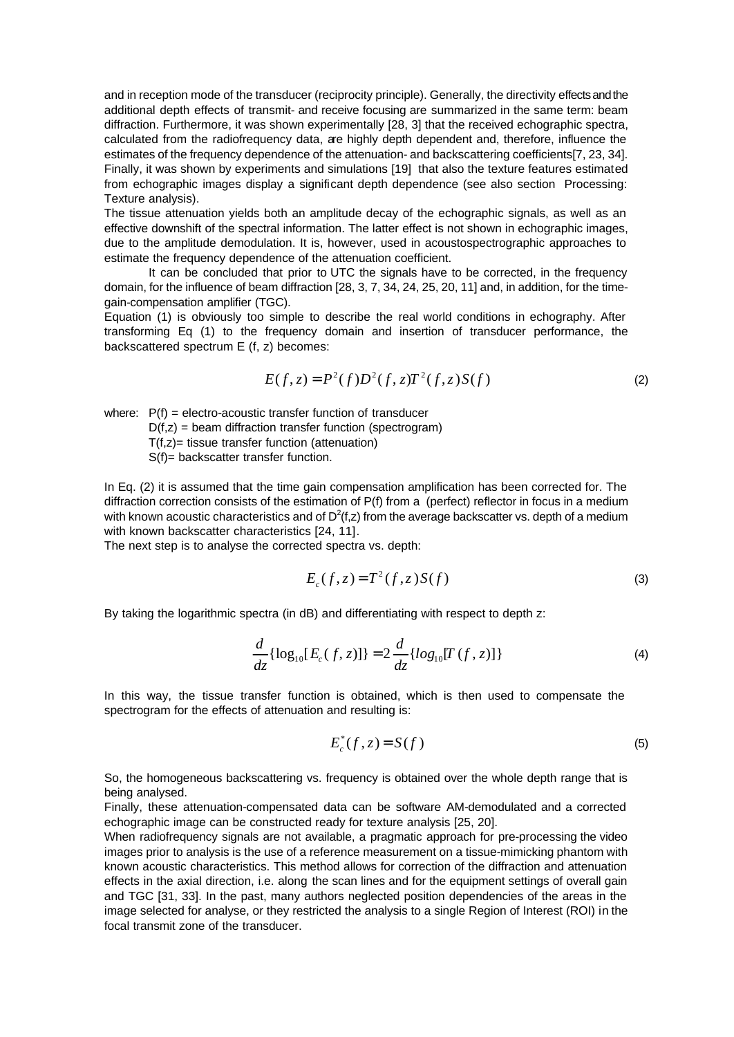and in reception mode of the transducer (reciprocity principle). Generally, the directivity effects and the additional depth effects of transmit- and receive focusing are summarized in the same term: beam diffraction. Furthermore, it was shown experimentally [28, 3] that the received echographic spectra, calculated from the radiofrequency data, are highly depth dependent and, therefore, influence the estimates of the frequency dependence of the attenuation- and backscattering coefficients[7, 23, 34]. Finally, it was shown by experiments and simulations [19] that also the texture features estimated from echographic images display a significant depth dependence (see also section Processing: Texture analysis).

The tissue attenuation yields both an amplitude decay of the echographic signals, as well as an effective downshift of the spectral information. The latter effect is not shown in echographic images, due to the amplitude demodulation. It is, however, used in acoustospectrographic approaches to estimate the frequency dependence of the attenuation coefficient.

It can be concluded that prior to UTC the signals have to be corrected, in the frequency domain, for the influence of beam diffraction [28, 3, 7, 34, 24, 25, 20, 11] and, in addition, for the time-gain-compensation amplifier (TGC).

Equation (1) is obviously too simple to describe the real world conditions in echography. After transforming Eq (1) to the frequency domain and insertion of transducer performance, the backscattered spectrum E (f, z) becomes:

$$E(f,z) = P^2(f)D^2(f,z)T^2(f,z)S(f) \tag{2}$$

where: P(f) = electro-acoustic transfer function of transducer
D(f,z) = beam diffraction transfer function (spectrogram)
T(f,z)= tissue transfer function (attenuation)
S(f)= backscatter transfer function.

In Eq. (2) it is assumed that the time gain compensation amplification has been corrected for. The diffraction correction consists of the estimation of P(f) from a (perfect) reflector in focus in a medium with known acoustic characteristics and of $D^2(f,z)$ from the average backscatter vs. depth of a medium with known backscatter characteristics [24, 11].

The next step is to analyse the corrected spectra vs. depth:

$$E_c(f,z) = T^2(f,z)S(f) \tag{3}$$

By taking the logarithmic spectra (in dB) and differentiating with respect to depth z:

$$\frac{d}{dz}\{\log_{10}[E_c(f,z)]\} = 2\frac{d}{dz}\{log_{10}[T(f,z)]\} \tag{4}$$

In this way, the tissue transfer function is obtained, which is then used to compensate the spectrogram for the effects of attenuation and resulting is:

$$E_c^*(f,z) = S(f) \tag{5}$$

So, the homogeneous backscattering vs. frequency is obtained over the whole depth range that is being analysed.

Finally, these attenuation-compensated data can be software AM-demodulated and a corrected echographic image can be constructed ready for texture analysis [25, 20].

When radiofrequency signals are not available, a pragmatic approach for pre-processing the video images prior to analysis is the use of a reference measurement on a tissue-mimicking phantom with known acoustic characteristics. This method allows for correction of the diffraction and attenuation effects in the axial direction, i.e. along the scan lines and for the equipment settings of overall gain and TGC [31, 33]. In the past, many authors neglected position dependencies of the areas in the image selected for analyse, or they restricted the analysis to a single Region of Interest (ROI) in the focal transmit zone of the transducer.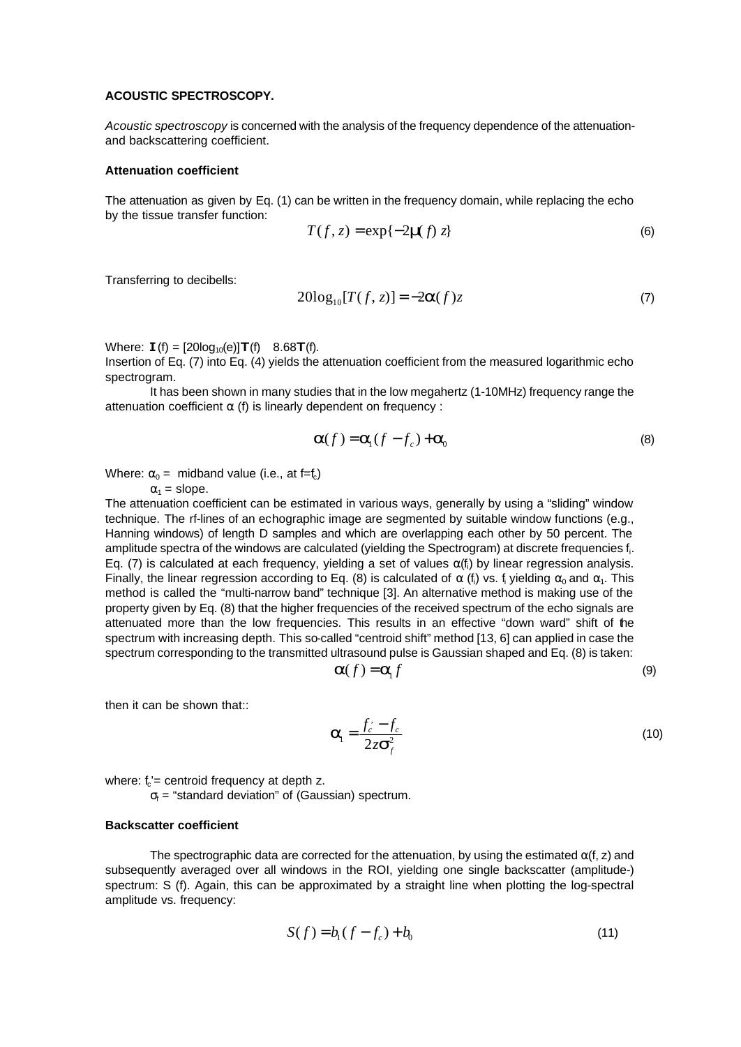**ACOUSTIC SPECTROSCOPY.**

*Acoustic spectroscopy* is concerned with the analysis of the frequency dependence of the attenuation- and backscattering coefficient.

**Attenuation coefficient**

The attenuation as given by Eq. (1) can be written in the frequency domain, while replacing the echo by the tissue transfer function:

$$T(f,z) = \exp\{-2\mu(f)\,z\} \tag{6}$$

Transferring to decibells:

$$20\log_{10}[T(f,z)] = -2\alpha(f)z \tag{7}$$

Where: $\alpha(f) = [20\log_{10}(e)]\mathbf{T}(f) \approx 8.68\mathbf{T}(f)$.
Insertion of Eq. (7) into Eq. (4) yields the attenuation coefficient from the measured logarithmic echo spectrogram.

It has been shown in many studies that in the low megahertz (1-10MHz) frequency range the attenuation coefficient $\alpha$ (f) is linearly dependent on frequency :

$$\alpha(f) = \alpha_1(f - f_c) + \alpha_0 \tag{8}$$

Where: $\alpha_0$ = midband value (i.e., at $f=f_c$)
$\alpha_1$ = slope.

The attenuation coefficient can be estimated in various ways, generally by using a "sliding" window technique. The rf-lines of an echographic image are segmented by suitable window functions (e.g., Hanning windows) of length D samples and which are overlapping each other by 50 percent. The amplitude spectra of the windows are calculated (yielding the Spectrogram) at discrete frequencies $f_i$. Eq. (7) is calculated at each frequency, yielding a set of values $\alpha(f_i)$ by linear regression analysis. Finally, the linear regression according to Eq. (8) is calculated of $\alpha$ $(f_i)$ vs. $f_i$ yielding $\alpha_0$ and $\alpha_1$. This method is called the "multi-narrow band" technique [3]. An alternative method is making use of the property given by Eq. (8) that the higher frequencies of the received spectrum of the echo signals are attenuated more than the low frequencies. This results in an effective "down ward" shift of the spectrum with increasing depth. This so-called "centroid shift" method [13, 6] can applied in case the spectrum corresponding to the transmitted ultrasound pulse is Gaussian shaped and Eq. (8) is taken:

$$\alpha(f) = \alpha_1 f \tag{9}$$

then it can be shown that::

$$\alpha_1 = \frac{f_c' - f_c}{2z\sigma_f^2} \tag{10}$$

where: $f_c'$= centroid frequency at depth z.
$\sigma_f$ = "standard deviation" of (Gaussian) spectrum.

**Backscatter coefficient**

The spectrographic data are corrected for the attenuation, by using the estimated $\alpha$(f, z) and subsequently averaged over all windows in the ROI, yielding one single backscatter (amplitude-) spectrum: S (f). Again, this can be approximated by a straight line when plotting the log-spectral amplitude vs. frequency:

$$S(f) = b_1(f - f_c) + b_0 \tag{11}$$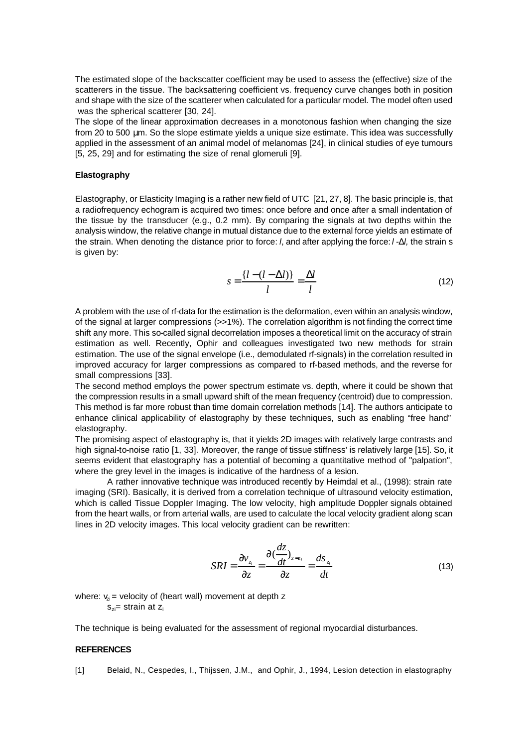The estimated slope of the backscatter coefficient may be used to assess the (effective) size of the scatterers in the tissue. The backsattering coefficient vs. frequency curve changes both in position and shape with the size of the scatterer when calculated for a particular model. The model often used was the spherical scatterer [30, 24].
The slope of the linear approximation decreases in a monotonous fashion when changing the size from 20 to 500 µm. So the slope estimate yields a unique size estimate. This idea was successfully applied in the assessment of an animal model of melanomas [24], in clinical studies of eye tumours [5, 25, 29] and for estimating the size of renal glomeruli [9].

#### Elastography

Elastography, or Elasticity Imaging is a rather new field of UTC [21, 27, 8]. The basic principle is, that a radiofrequency echogram is acquired two times: once before and once after a small indentation of the tissue by the transducer (e.g., 0.2 mm). By comparing the signals at two depths within the analysis window, the relative change in mutual distance due to the external force yields an estimate of the strain. When denoting the distance prior to force: $l$, and after applying the force: $l - \Delta l$, the strain s is given by:

$$s = \frac{\{l - (l - \Delta l)\}}{l} = \frac{\Delta l}{l} \tag{12}$$

A problem with the use of rf-data for the estimation is the deformation, even within an analysis window, of the signal at larger compressions (>>1%). The correlation algorithm is not finding the correct time shift any more. This so-called signal decorrelation imposes a theoretical limit on the accuracy of strain estimation as well. Recently, Ophir and colleagues investigated two new methods for strain estimation. The use of the signal envelope (i.e., demodulated rf-signals) in the correlation resulted in improved accuracy for larger compressions as compared to rf-based methods, and the reverse for small compressions [33].
The second method employs the power spectrum estimate vs. depth, where it could be shown that the compression results in a small upward shift of the mean frequency (centroid) due to compression. This method is far more robust than time domain correlation methods [14]. The authors anticipate to enhance clinical applicability of elastography by these techniques, such as enabling "free hand" elastography.
The promising aspect of elastography is, that it yields 2D images with relatively large contrasts and high signal-to-noise ratio [1, 33]. Moreover, the range of tissue stiffness' is relatively large [15]. So, it seems evident that elastography has a potential of becoming a quantitative method of "palpation", where the grey level in the images is indicative of the hardness of a lesion.

A rather innovative technique was introduced recently by Heimdal et al., (1998): strain rate imaging (SRI). Basically, it is derived from a correlation technique of ultrasound velocity estimation, which is called Tissue Doppler Imaging. The low velocity, high amplitude Doppler signals obtained from the heart walls, or from arterial walls, are used to calculate the local velocity gradient along scan lines in 2D velocity images. This local velocity gradient can be rewritten:

$$SRI = \frac{\partial v_{z_i}}{\partial z} = \frac{\partial (\frac{dz}{dt})_{z=z_i}}{\partial z} = \frac{ds_{z_i}}{dt} \tag{13}$$

where: $v_{zi}$ = velocity of (heart wall) movement at depth z
$s_{zi}$ = strain at $z_i$

The technique is being evaluated for the assessment of regional myocardial disturbances.

#### REFERENCES

[1] Belaid, N., Cespedes, I., Thijssen, J.M., and Ophir, J., 1994, Lesion detection in elastography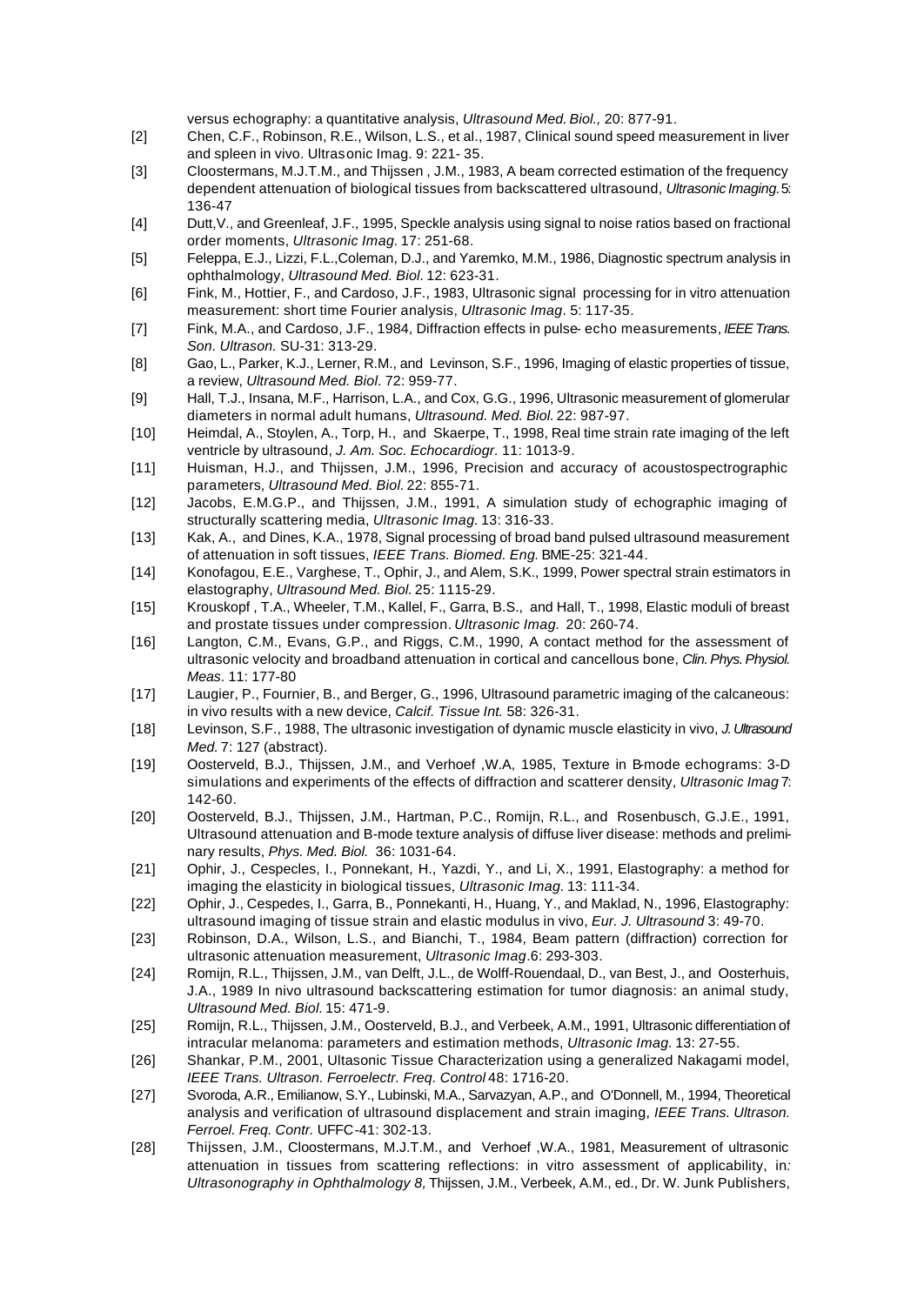versus echography: a quantitative analysis, *Ultrasound Med. Biol.,* 20: 877-91.

[2] Chen, C.F., Robinson, R.E., Wilson, L.S., et al., 1987, Clinical sound speed measurement in liver and spleen in vivo. Ultrasonic Imag. 9: 221- 35.

[3] Cloostermans, M.J.T.M., and Thijssen , J.M., 1983, A beam corrected estimation of the frequency dependent attenuation of biological tissues from backscattered ultrasound, *Ultrasonic Imaging.* 5: 136-47

[4] Dutt,V., and Greenleaf, J.F., 1995, Speckle analysis using signal to noise ratios based on fractional order moments, *Ultrasonic Imag.* 17: 251-68.

[5] Feleppa, E.J., Lizzi, F.L.,Coleman, D.J., and Yaremko, M.M., 1986, Diagnostic spectrum analysis in ophthalmology, *Ultrasound Med. Biol.* 12: 623-31.

[6] Fink, M., Hottier, F., and Cardoso, J.F., 1983, Ultrasonic signal processing for in vitro attenuation measurement: short time Fourier analysis, *Ultrasonic Imag*. 5: 117-35.

[7] Fink, M.A., and Cardoso, J.F., 1984, Diffraction effects in pulse- echo measurements, *IEEE Trans. Son. Ultrason.* SU-31: 313-29.

[8] Gao, L., Parker, K.J., Lerner, R.M., and Levinson, S.F., 1996, Imaging of elastic properties of tissue, a review, *Ultrasound Med. Biol*. 72: 959-77.

[9] Hall, T.J., Insana, M.F., Harrison, L.A., and Cox, G.G., 1996, Ultrasonic measurement of glomerular diameters in normal adult humans, *Ultrasound. Med. Biol.* 22: 987-97.

[10] Heimdal, A., Stoylen, A., Torp, H., and Skaerpe, T., 1998, Real time strain rate imaging of the left ventricle by ultrasound, *J. Am. Soc. Echocardiogr.* 11: 1013-9.

[11] Huisman, H.J., and Thijssen, J.M., 1996, Precision and accuracy of acoustospectrographic parameters, *Ultrasound Med. Biol.* 22: 855-71.

[12] Jacobs, E.M.G.P., and Thijssen, J.M., 1991, A simulation study of echographic imaging of structurally scattering media, *Ultrasonic Imag.* 13: 316-33.

[13] Kak, A., and Dines, K.A., 1978, Signal processing of broad band pulsed ultrasound measurement of attenuation in soft tissues, *IEEE Trans. Biomed. Eng.* BME-25: 321-44.

[14] Konofagou, E.E., Varghese, T., Ophir, J., and Alem, S.K., 1999, Power spectral strain estimators in elastography, *Ultrasound Med. Biol.* 25: 1115-29.

[15] Krouskopf , T.A., Wheeler, T.M., Kallel, F., Garra, B.S., and Hall, T., 1998, Elastic moduli of breast and prostate tissues under compression. *Ultrasonic Imag.* 20: 260-74.

[16] Langton, C.M., Evans, G.P., and Riggs, C.M., 1990, A contact method for the assessment of ultrasonic velocity and broadband attenuation in cortical and cancellous bone, *Clin. Phys. Physiol. Meas*. 11: 177-80

[17] Laugier, P., Fournier, B., and Berger, G., 1996, Ultrasound parametric imaging of the calcaneous: in vivo results with a new device, *Calcif. Tissue Int.* 58: 326-31.

[18] Levinson, S.F., 1988, The ultrasonic investigation of dynamic muscle elasticity in vivo, *J. Ultrasound Med.* 7: 127 (abstract).

[19] Oosterveld, B.J., Thijssen, J.M., and Verhoef ,W.A, 1985, Texture in B-mode echograms: 3-D simulations and experiments of the effects of diffraction and scatterer density, *Ultrasonic Imag* 7: 142-60.

[20] Oosterveld, B.J., Thijssen, J.M., Hartman, P.C., Romijn, R.L., and Rosenbusch, G.J.E., 1991, Ultrasound attenuation and B-mode texture analysis of diffuse liver disease: methods and preliminary results, *Phys. Med. Biol.* 36: 1031-64.

[21] Ophir, J., Cespecles, I., Ponnekant, H., Yazdi, Y., and Li, X., 1991, Elastography: a method for imaging the elasticity in biological tissues, *Ultrasonic Imag.* 13: 111-34.

[22] Ophir, J., Cespedes, I., Garra, B., Ponnekanti, H., Huang, Y., and Maklad, N., 1996, Elastography: ultrasound imaging of tissue strain and elastic modulus in vivo, *Eur. J. Ultrasound* 3: 49-70.

[23] Robinson, D.A., Wilson, L.S., and Bianchi, T., 1984, Beam pattern (diffraction) correction for ultrasonic attenuation measurement, *Ultrasonic Imag*.6: 293-303.

[24] Romijn, R.L., Thijssen, J.M., van Delft, J.L., de Wolff-Rouendaal, D., van Best, J., and Oosterhuis, J.A., 1989 In nivo ultrasound backscattering estimation for tumor diagnosis: an animal study, *Ultrasound Med. Biol.* 15: 471-9.

[25] Romijn, R.L., Thijssen, J.M., Oosterveld, B.J., and Verbeek, A.M., 1991, Ultrasonic differentiation of intracular melanoma: parameters and estimation methods, *Ultrasonic Imag.* 13: 27-55.

[26] Shankar, P.M., 2001, Ultasonic Tissue Characterization using a generalized Nakagami model, *IEEE Trans. Ultrason. Ferroelectr. Freq. Control* 48: 1716-20.

[27] Svoroda, A.R., Emilianow, S.Y., Lubinski, M.A., Sarvazyan, A.P., and O'Donnell, M., 1994, Theoretical analysis and verification of ultrasound displacement and strain imaging, *IEEE Trans. Ultrason. Ferroel. Freq. Contr.* UFFC-41: 302-13.

[28] Thijssen, J.M., Cloostermans, M.J.T.M., and Verhoef ,W.A., 1981, Measurement of ultrasonic attenuation in tissues from scattering reflections: in vitro assessment of applicability, in*: Ultrasonography in Ophthalmology 8,* Thijssen, J.M., Verbeek, A.M., ed., Dr. W. Junk Publishers,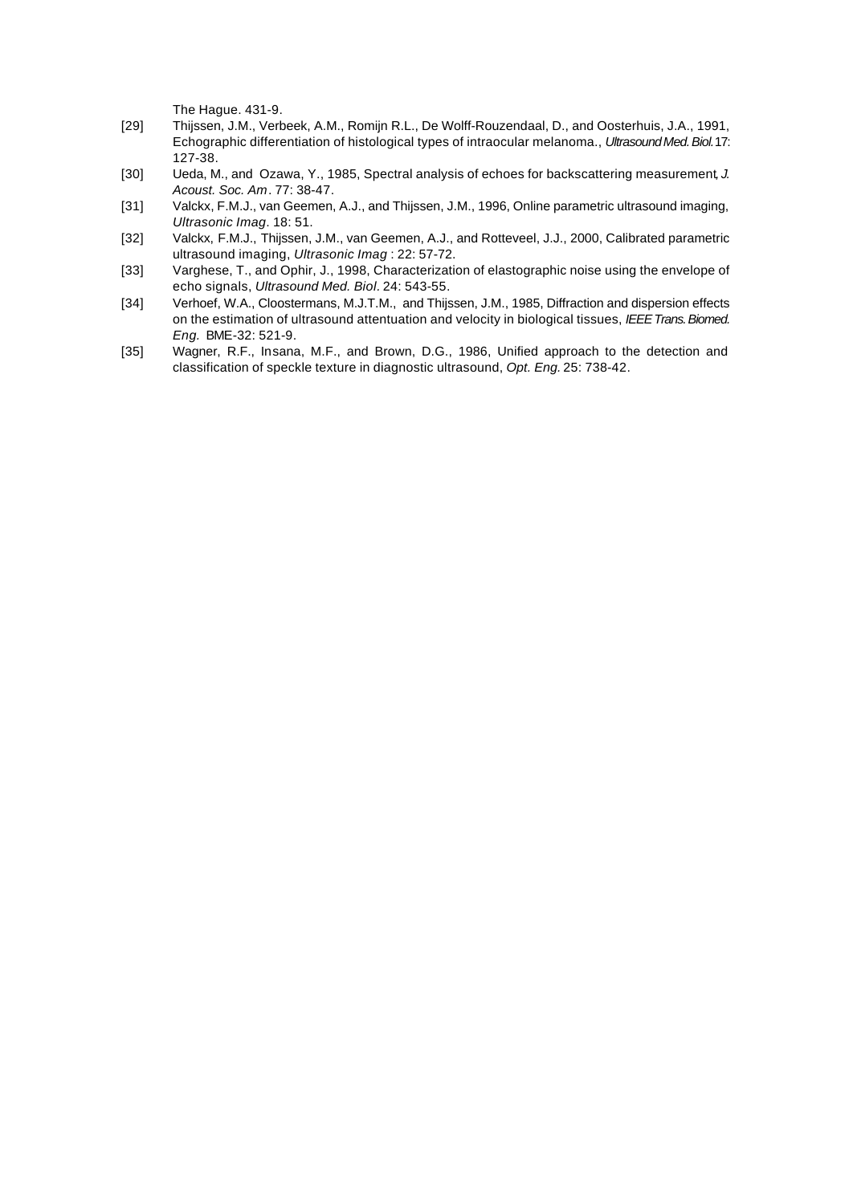The Hague. 431-9.

[29] Thijssen, J.M., Verbeek, A.M., Romijn R.L., De Wolff-Rouzendaal, D., and Oosterhuis, J.A., 1991, Echographic differentiation of histological types of intraocular melanoma., *Ultrasound Med. Biol.* 17: 127-38.

[30] Ueda, M., and Ozawa, Y., 1985, Spectral analysis of echoes for backscattering measurement, *J. Acoust. Soc. Am*. 77: 38-47.

[31] Valckx, F.M.J., van Geemen, A.J., and Thijssen, J.M., 1996, Online parametric ultrasound imaging, *Ultrasonic Imag*. 18: 51.

[32] Valckx, F.M.J., Thijssen, J.M., van Geemen, A.J., and Rotteveel, J.J., 2000, Calibrated parametric ultrasound imaging, *Ultrasonic Imag* : 22: 57-72.

[33] Varghese, T., and Ophir, J., 1998, Characterization of elastographic noise using the envelope of echo signals, *Ultrasound Med. Biol*. 24: 543-55.

[34] Verhoef, W.A., Cloostermans, M.J.T.M., and Thijssen, J.M., 1985, Diffraction and dispersion effects on the estimation of ultrasound attentuation and velocity in biological tissues, *IEEE Trans. Biomed. Eng.* BME-32: 521-9.

[35] Wagner, R.F., Insana, M.F., and Brown, D.G., 1986, Unified approach to the detection and classification of speckle texture in diagnostic ultrasound, *Opt. Eng.* 25: 738-42.